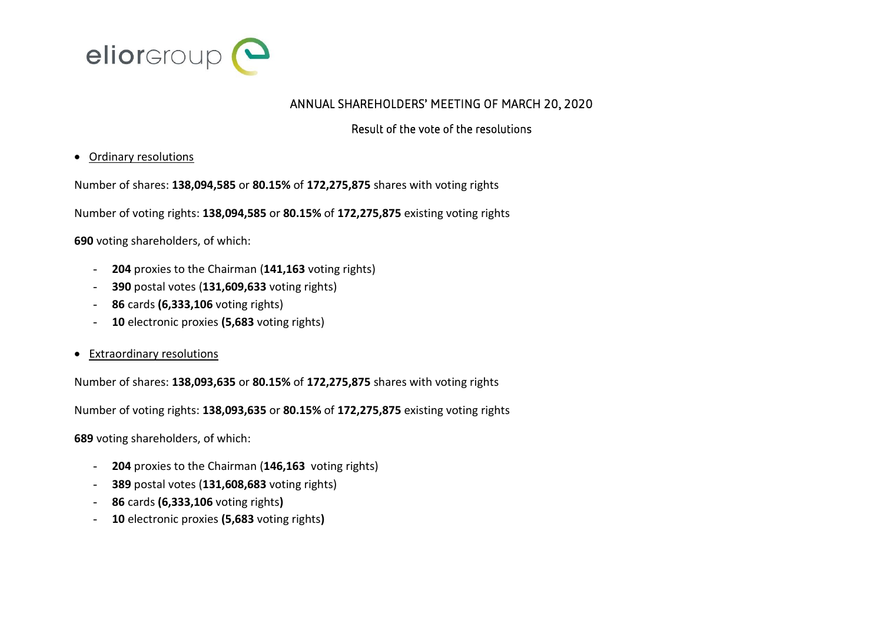eliorGroup

# ANNUAL SHAREHOLDERS' MEETING OF MARCH 20, 2020

## Result of the vote of the resolutions

- Ordinary resolutions

Number of shares: **138,094,585** or **80.15%** of **172,275,875** shares with voting rights

Number of voting rights: **138,094,585** or **80.15%** of **172,275,875** existing voting rights

**690** voting shareholders, of which:

- **204** proxies to the Chairman (**141,163** voting rights)
- **390** postal votes (**131,609,633** voting rights)
- **86** cards **(6,333,106** voting rights)
- **10** electronic proxies **(5,683** voting rights)

- Extraordinary resolutions

Number of shares: **138,093,635** or **80.15%** of **172,275,875** shares with voting rights

Number of voting rights: **138,093,635** or **80.15%** of **172,275,875** existing voting rights

**689** voting shareholders, of which:

- **204** proxies to the Chairman (**146,163** voting rights)
- **389** postal votes (**131,608,683** voting rights)
- **86** cards **(6,333,106** voting rights**)**
- **10** electronic proxies **(5,683** voting rights**)**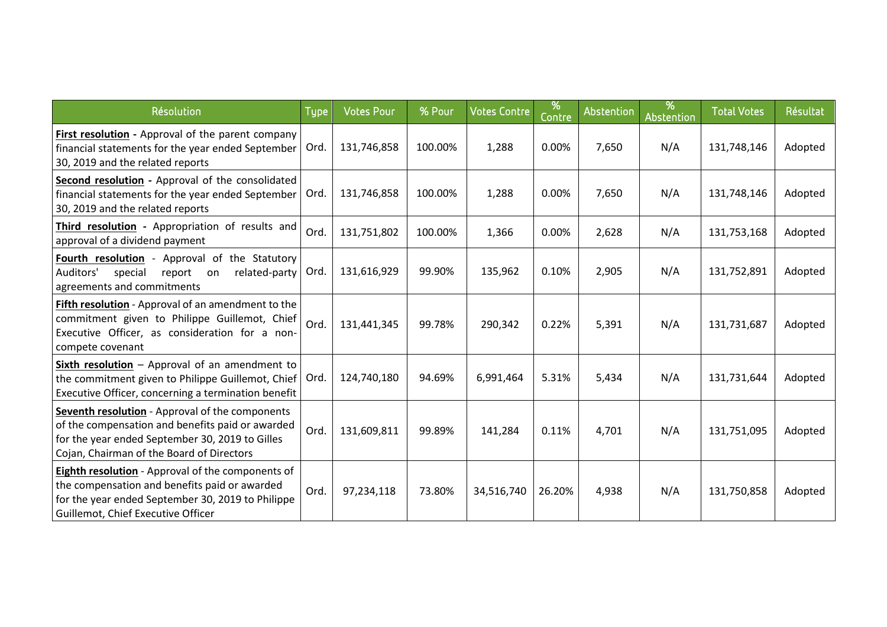| Résolution | Type | Votes Pour | % Pour | Votes Contre | % Contre | Abstention | % Abstention | Total Votes | Résultat |
|---|---|---|---|---|---|---|---|---|---|
| **First resolution** - Approval of the parent company financial statements for the year ended September 30, 2019 and the related reports | Ord. | 131,746,858 | 100.00% | 1,288 | 0.00% | 7,650 | N/A | 131,748,146 | Adopted |
| **Second resolution** - Approval of the consolidated financial statements for the year ended September 30, 2019 and the related reports | Ord. | 131,746,858 | 100.00% | 1,288 | 0.00% | 7,650 | N/A | 131,748,146 | Adopted |
| **Third resolution** - Appropriation of results and approval of a dividend payment | Ord. | 131,751,802 | 100.00% | 1,366 | 0.00% | 2,628 | N/A | 131,753,168 | Adopted |
| **Fourth resolution** - Approval of the Statutory Auditors' special report on related-party agreements and commitments | Ord. | 131,616,929 | 99.90% | 135,962 | 0.10% | 2,905 | N/A | 131,752,891 | Adopted |
| **Fifth resolution** - Approval of an amendment to the commitment given to Philippe Guillemot, Chief Executive Officer, as consideration for a non-compete covenant | Ord. | 131,441,345 | 99.78% | 290,342 | 0.22% | 5,391 | N/A | 131,731,687 | Adopted |
| **Sixth resolution** – Approval of an amendment to the commitment given to Philippe Guillemot, Chief Executive Officer, concerning a termination benefit | Ord. | 124,740,180 | 94.69% | 6,991,464 | 5.31% | 5,434 | N/A | 131,731,644 | Adopted |
| **Seventh resolution** - Approval of the components of the compensation and benefits paid or awarded for the year ended September 30, 2019 to Gilles Cojan, Chairman of the Board of Directors | Ord. | 131,609,811 | 99.89% | 141,284 | 0.11% | 4,701 | N/A | 131,751,095 | Adopted |
| **Eighth resolution** - Approval of the components of the compensation and benefits paid or awarded for the year ended September 30, 2019 to Philippe Guillemot, Chief Executive Officer | Ord. | 97,234,118 | 73.80% | 34,516,740 | 26.20% | 4,938 | N/A | 131,750,858 | Adopted |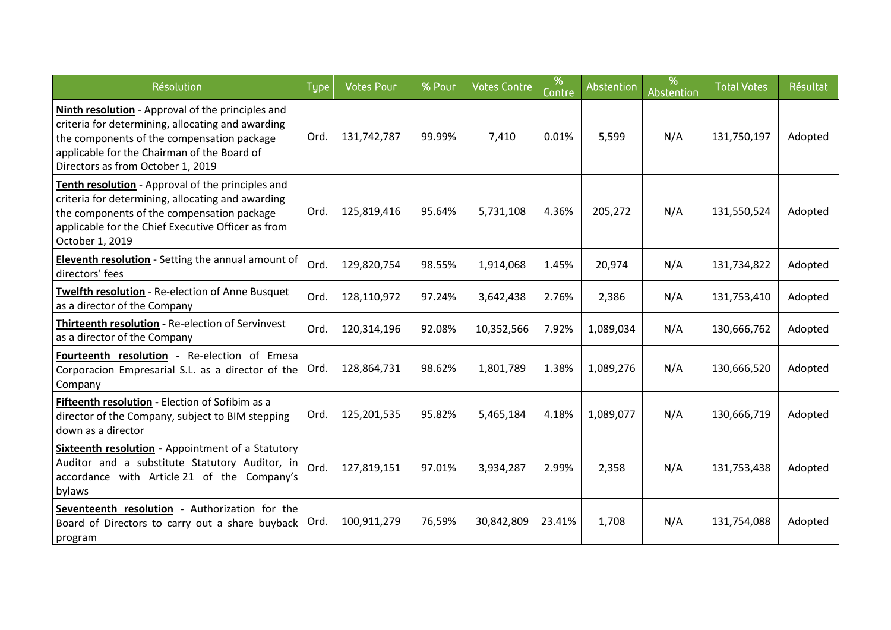| Résolution | Type | Votes Pour | % Pour | Votes Contre | % Contre | Abstention | % Abstention | Total Votes | Résultat |
|---|---|---|---|---|---|---|---|---|---|
| **Ninth resolution** - Approval of the principles and criteria for determining, allocating and awarding the components of the compensation package applicable for the Chairman of the Board of Directors as from October 1, 2019 | Ord. | 131,742,787 | 99.99% | 7,410 | 0.01% | 5,599 | N/A | 131,750,197 | Adopted |
| **Tenth resolution** - Approval of the principles and criteria for determining, allocating and awarding the components of the compensation package applicable for the Chief Executive Officer as from October 1, 2019 | Ord. | 125,819,416 | 95.64% | 5,731,108 | 4.36% | 205,272 | N/A | 131,550,524 | Adopted |
| **Eleventh resolution** - Setting the annual amount of directors' fees | Ord. | 129,820,754 | 98.55% | 1,914,068 | 1.45% | 20,974 | N/A | 131,734,822 | Adopted |
| **Twelfth resolution** - Re-election of Anne Busquet as a director of the Company | Ord. | 128,110,972 | 97.24% | 3,642,438 | 2.76% | 2,386 | N/A | 131,753,410 | Adopted |
| **Thirteenth resolution** - Re-election of Servinvest as a director of the Company | Ord. | 120,314,196 | 92.08% | 10,352,566 | 7.92% | 1,089,034 | N/A | 130,666,762 | Adopted |
| **Fourteenth resolution** - Re-election of Emesa Corporacion Empresarial S.L. as a director of the Company | Ord. | 128,864,731 | 98.62% | 1,801,789 | 1.38% | 1,089,276 | N/A | 130,666,520 | Adopted |
| **Fifteenth resolution** - Election of Sofibim as a director of the Company, subject to BIM stepping down as a director | Ord. | 125,201,535 | 95.82% | 5,465,184 | 4.18% | 1,089,077 | N/A | 130,666,719 | Adopted |
| **Sixteenth resolution** - Appointment of a Statutory Auditor and a substitute Statutory Auditor, in accordance with Article 21 of the Company's bylaws | Ord. | 127,819,151 | 97.01% | 3,934,287 | 2.99% | 2,358 | N/A | 131,753,438 | Adopted |
| **Seventeenth resolution** - Authorization for the Board of Directors to carry out a share buyback program | Ord. | 100,911,279 | 76,59% | 30,842,809 | 23.41% | 1,708 | N/A | 131,754,088 | Adopted |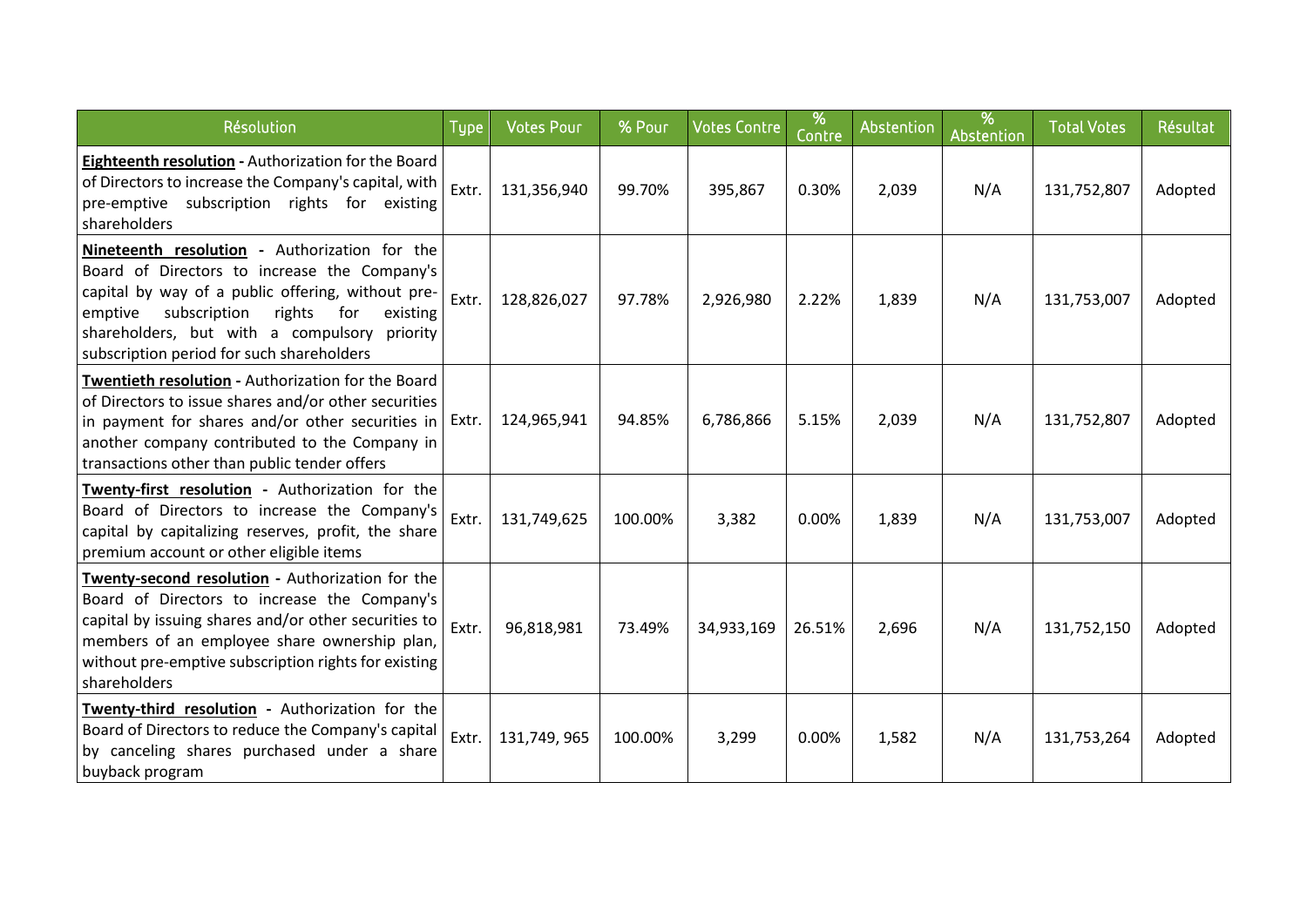| Résolution | Type | Votes Pour | % Pour | Votes Contre | % Contre | Abstention | % Abstention | Total Votes | Résultat |
|---|---|---|---|---|---|---|---|---|---|
| **Eighteenth resolution** - Authorization for the Board of Directors to increase the Company's capital, with pre-emptive subscription rights for existing shareholders | Extr. | 131,356,940 | 99.70% | 395,867 | 0.30% | 2,039 | N/A | 131,752,807 | Adopted |
| **Nineteenth resolution** - Authorization for the Board of Directors to increase the Company's capital by way of a public offering, without pre-emptive subscription rights for existing shareholders, but with a compulsory priority subscription period for such shareholders | Extr. | 128,826,027 | 97.78% | 2,926,980 | 2.22% | 1,839 | N/A | 131,753,007 | Adopted |
| **Twentieth resolution** - Authorization for the Board of Directors to issue shares and/or other securities in payment for shares and/or other securities in another company contributed to the Company in transactions other than public tender offers | Extr. | 124,965,941 | 94.85% | 6,786,866 | 5.15% | 2,039 | N/A | 131,752,807 | Adopted |
| **Twenty-first resolution** - Authorization for the Board of Directors to increase the Company's capital by capitalizing reserves, profit, the share premium account or other eligible items | Extr. | 131,749,625 | 100.00% | 3,382 | 0.00% | 1,839 | N/A | 131,753,007 | Adopted |
| **Twenty-second resolution** - Authorization for the Board of Directors to increase the Company's capital by issuing shares and/or other securities to members of an employee share ownership plan, without pre-emptive subscription rights for existing shareholders | Extr. | 96,818,981 | 73.49% | 34,933,169 | 26.51% | 2,696 | N/A | 131,752,150 | Adopted |
| **Twenty-third resolution** - Authorization for the Board of Directors to reduce the Company's capital by canceling shares purchased under a share buyback program | Extr. | 131,749, 965 | 100.00% | 3,299 | 0.00% | 1,582 | N/A | 131,753,264 | Adopted |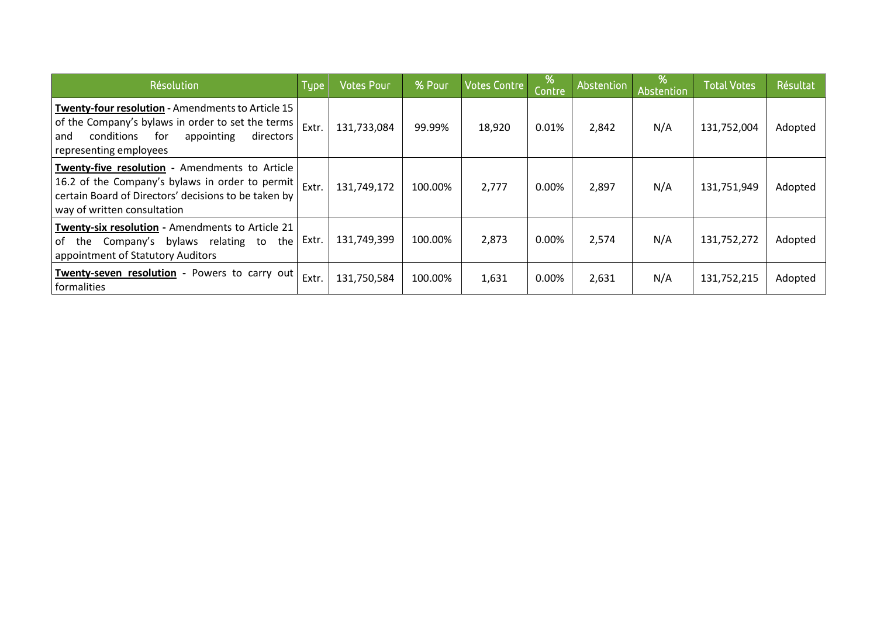| Résolution | Type | Votes Pour | % Pour | Votes Contre | % Contre | Abstention | % Abstention | Total Votes | Résultat |
|---|---|---|---|---|---|---|---|---|---|
| **Twenty-four resolution** - Amendments to Article 15 of the Company's bylaws in order to set the terms and conditions for appointing directors representing employees | Extr. | 131,733,084 | 99.99% | 18,920 | 0.01% | 2,842 | N/A | 131,752,004 | Adopted |
| **Twenty-five resolution** - Amendments to Article 16.2 of the Company's bylaws in order to permit certain Board of Directors' decisions to be taken by way of written consultation | Extr. | 131,749,172 | 100.00% | 2,777 | 0.00% | 2,897 | N/A | 131,751,949 | Adopted |
| **Twenty-six resolution** - Amendments to Article 21 of the Company's bylaws relating to the appointment of Statutory Auditors | Extr. | 131,749,399 | 100.00% | 2,873 | 0.00% | 2,574 | N/A | 131,752,272 | Adopted |
| **Twenty-seven resolution** - Powers to carry out formalities | Extr. | 131,750,584 | 100.00% | 1,631 | 0.00% | 2,631 | N/A | 131,752,215 | Adopted |